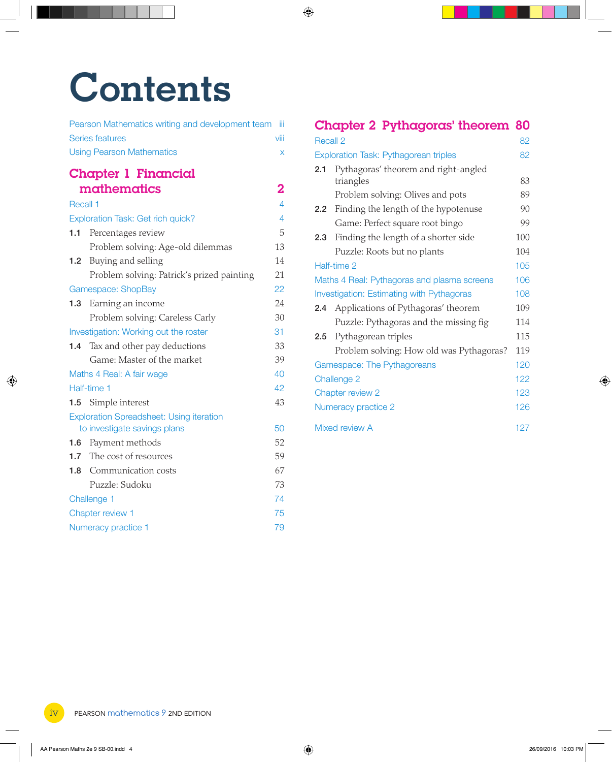# Contents

| | | |
|---|---|---|
| Pearson Mathematics writing and development team | | iii |
| Series features | | viii |
| Using Pearson Mathematics | | x |

## Chapter 1 Financial mathematics — 2

| | | |
|---|---|---|
| Recall 1 | | 4 |
| Exploration Task: Get rich quick? | | 4 |
| 1.1 | Percentages review | 5 |
| | Problem solving: Age-old dilemmas | 13 |
| 1.2 | Buying and selling | 14 |
| | Problem solving: Patrick's prized painting | 21 |
| Gamespace: ShopBay | | 22 |
| 1.3 | Earning an income | 24 |
| | Problem solving: Careless Carly | 30 |
| Investigation: Working out the roster | | 31 |
| 1.4 | Tax and other pay deductions | 33 |
| | Game: Master of the market | 39 |
| Maths 4 Real: A fair wage | | 40 |
| Half-time 1 | | 42 |
| 1.5 | Simple interest | 43 |
| Exploration Spreadsheet: Using iteration to investigate savings plans | | 50 |
| 1.6 | Payment methods | 52 |
| 1.7 | The cost of resources | 59 |
| 1.8 | Communication costs | 67 |
| | Puzzle: Sudoku | 73 |
| Challenge 1 | | 74 |
| Chapter review 1 | | 75 |
| Numeracy practice 1 | | 79 |

## Chapter 2 Pythagoras' theorem — 80

| | | |
|---|---|---|
| Recall 2 | | 82 |
| Exploration Task: Pythagorean triples | | 82 |
| 2.1 | Pythagoras' theorem and right-angled triangles | 83 |
| | Problem solving: Olives and pots | 89 |
| 2.2 | Finding the length of the hypotenuse | 90 |
| | Game: Perfect square root bingo | 99 |
| 2.3 | Finding the length of a shorter side | 100 |
| | Puzzle: Roots but no plants | 104 |
| Half-time 2 | | 105 |
| Maths 4 Real: Pythagoras and plasma screens | | 106 |
| Investigation: Estimating with Pythagoras | | 108 |
| 2.4 | Applications of Pythagoras' theorem | 109 |
| | Puzzle: Pythagoras and the missing fig | 114 |
| 2.5 | Pythagorean triples | 115 |
| | Problem solving: How old was Pythagoras? | 119 |
| Gamespace: The Pythagoreans | | 120 |
| Challenge 2 | | 122 |
| Chapter review 2 | | 123 |
| Numeracy practice 2 | | 126 |
| Mixed review A | | 127 |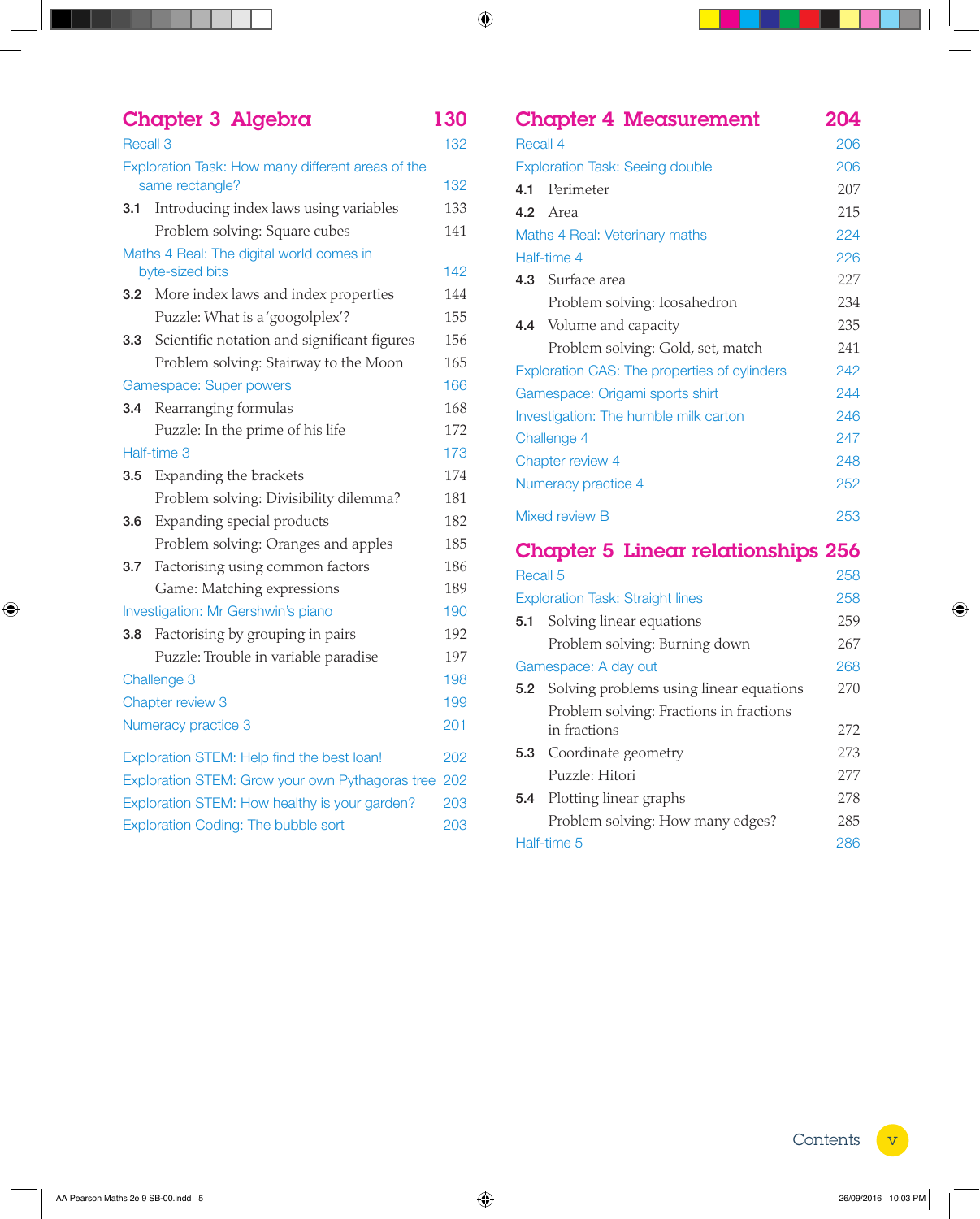## Chapter 3 Algebra 130

- Recall 3 132
- Exploration Task: How many different areas of the same rectangle? 132
- **3.1** Introducing index laws using variables 133
  - Problem solving: Square cubes 141
- Maths 4 Real: The digital world comes in byte-sized bits 142
- **3.2** More index laws and index properties 144
  - Puzzle: What is a 'googolplex'? 155
- **3.3** Scientific notation and significant figures 156
  - Problem solving: Stairway to the Moon 165
- Gamespace: Super powers 166
- **3.4** Rearranging formulas 168
  - Puzzle: In the prime of his life 172
- Half-time 3 173
- **3.5** Expanding the brackets 174
  - Problem solving: Divisibility dilemma? 181
- **3.6** Expanding special products 182
  - Problem solving: Oranges and apples 185
- **3.7** Factorising using common factors 186
  - Game: Matching expressions 189
- Investigation: Mr Gershwin's piano 190
- **3.8** Factorising by grouping in pairs 192
  - Puzzle: Trouble in variable paradise 197
- Challenge 3 198
- Chapter review 3 199
- Numeracy practice 3 201

- Exploration STEM: Help find the best loan! 202
- Exploration STEM: Grow your own Pythagoras tree 202
- Exploration STEM: How healthy is your garden? 203
- Exploration Coding: The bubble sort 203

## Chapter 4 Measurement 204

- Recall 4 206
- Exploration Task: Seeing double 206
- **4.1** Perimeter 207
- **4.2** Area 215
- Maths 4 Real: Veterinary maths 224
- Half-time 4 226
- **4.3** Surface area 227
  - Problem solving: Icosahedron 234
- **4.4** Volume and capacity 235
  - Problem solving: Gold, set, match 241
- Exploration CAS: The properties of cylinders 242
- Gamespace: Origami sports shirt 244
- Investigation: The humble milk carton 246
- Challenge 4 247
- Chapter review 4 248
- Numeracy practice 4 252

- Mixed review B 253

## Chapter 5 Linear relationships 256

- Recall 5 258
- Exploration Task: Straight lines 258
- **5.1** Solving linear equations 259
  - Problem solving: Burning down 267
- Gamespace: A day out 268
- **5.2** Solving problems using linear equations 270
  - Problem solving: Fractions in fractions in fractions 272
- **5.3** Coordinate geometry 273
  - Puzzle: Hitori 277
- **5.4** Plotting linear graphs 278
  - Problem solving: How many edges? 285
- Half-time 5 286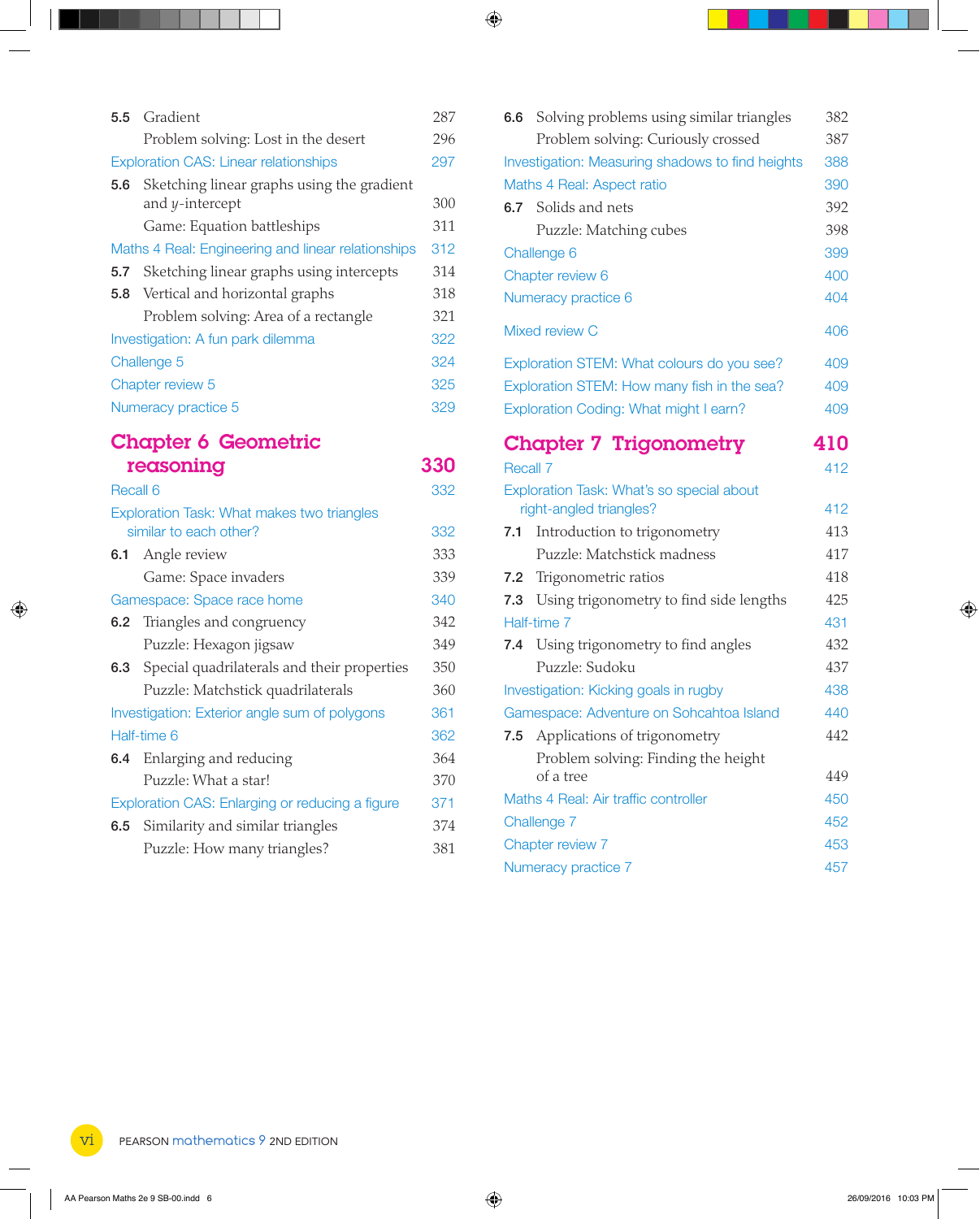| | | |
|---|---|---|
| **5.5** | Gradient | 287 |
| | Problem solving: Lost in the desert | 296 |
| Exploration CAS: Linear relationships | | 297 |
| **5.6** | Sketching linear graphs using the gradient and $y$-intercept | 300 |
| | Game: Equation battleships | 311 |
| Maths 4 Real: Engineering and linear relationships | | 312 |
| **5.7** | Sketching linear graphs using intercepts | 314 |
| **5.8** | Vertical and horizontal graphs | 318 |
| | Problem solving: Area of a rectangle | 321 |
| Investigation: A fun park dilemma | | 322 |
| Challenge 5 | | 324 |
| Chapter review 5 | | 325 |
| Numeracy practice 5 | | 329 |

## Chapter 6 Geometric reasoning — 330

| | | |
|---|---|---|
| Recall 6 | | 332 |
| Exploration Task: What makes two triangles similar to each other? | | 332 |
| **6.1** | Angle review | 333 |
| | Game: Space invaders | 339 |
| Gamespace: Space race home | | 340 |
| **6.2** | Triangles and congruency | 342 |
| | Puzzle: Hexagon jigsaw | 349 |
| **6.3** | Special quadrilaterals and their properties | 350 |
| | Puzzle: Matchstick quadrilaterals | 360 |
| Investigation: Exterior angle sum of polygons | | 361 |
| Half-time 6 | | 362 |
| **6.4** | Enlarging and reducing | 364 |
| | Puzzle: What a star! | 370 |
| Exploration CAS: Enlarging or reducing a figure | | 371 |
| **6.5** | Similarity and similar triangles | 374 |
| | Puzzle: How many triangles? | 381 |
| **6.6** | Solving problems using similar triangles | 382 |
| | Problem solving: Curiously crossed | 387 |
| Investigation: Measuring shadows to find heights | | 388 |
| Maths 4 Real: Aspect ratio | | 390 |
| **6.7** | Solids and nets | 392 |
| | Puzzle: Matching cubes | 398 |
| Challenge 6 | | 399 |
| Chapter review 6 | | 400 |
| Numeracy practice 6 | | 404 |

| | |
|---|---|
| Mixed review C | 406 |

| | |
|---|---|
| Exploration STEM: What colours do you see? | 409 |
| Exploration STEM: How many fish in the sea? | 409 |
| Exploration Coding: What might I earn? | 409 |

## Chapter 7 Trigonometry — 410

| | | |
|---|---|---|
| Recall 7 | | 412 |
| Exploration Task: What's so special about right-angled triangles? | | 412 |
| **7.1** | Introduction to trigonometry | 413 |
| | Puzzle: Matchstick madness | 417 |
| **7.2** | Trigonometric ratios | 418 |
| **7.3** | Using trigonometry to find side lengths | 425 |
| Half-time 7 | | 431 |
| **7.4** | Using trigonometry to find angles | 432 |
| | Puzzle: Sudoku | 437 |
| Investigation: Kicking goals in rugby | | 438 |
| Gamespace: Adventure on Sohcahtoa Island | | 440 |
| **7.5** | Applications of trigonometry | 442 |
| | Problem solving: Finding the height of a tree | 449 |
| Maths 4 Real: Air traffic controller | | 450 |
| Challenge 7 | | 452 |
| Chapter review 7 | | 453 |
| Numeracy practice 7 | | 457 |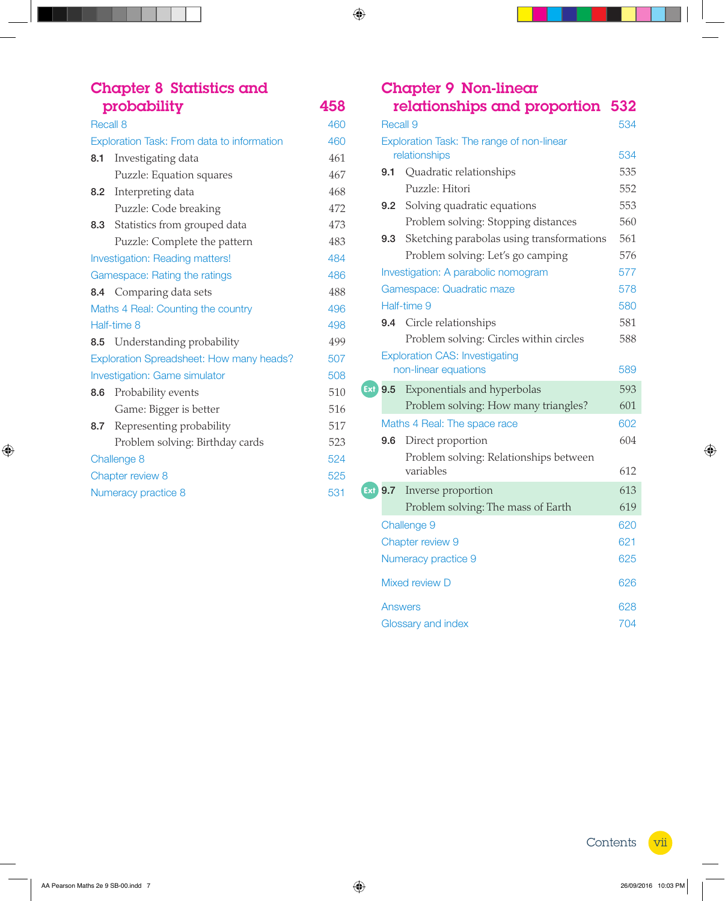## Chapter 8 Statistics and probability 458

| | | |
|---|---|---|
| Recall 8 | | 460 |
| Exploration Task: From data to information | | 460 |
| 8.1 | Investigating data | 461 |
| | Puzzle: Equation squares | 467 |
| 8.2 | Interpreting data | 468 |
| | Puzzle: Code breaking | 472 |
| 8.3 | Statistics from grouped data | 473 |
| | Puzzle: Complete the pattern | 483 |
| Investigation: Reading matters! | | 484 |
| Gamespace: Rating the ratings | | 486 |
| 8.4 | Comparing data sets | 488 |
| Maths 4 Real: Counting the country | | 496 |
| Half-time 8 | | 498 |
| 8.5 | Understanding probability | 499 |
| Exploration Spreadsheet: How many heads? | | 507 |
| Investigation: Game simulator | | 508 |
| 8.6 | Probability events | 510 |
| | Game: Bigger is better | 516 |
| 8.7 | Representing probability | 517 |
| | Problem solving: Birthday cards | 523 |
| Challenge 8 | | 524 |
| Chapter review 8 | | 525 |
| Numeracy practice 8 | | 531 |

## Chapter 9 Non-linear relationships and proportion 532

| | | |
|---|---|---|
| Recall 9 | | 534 |
| Exploration Task: The range of non-linear relationships | | 534 |
| 9.1 | Quadratic relationships | 535 |
| | Puzzle: Hitori | 552 |
| 9.2 | Solving quadratic equations | 553 |
| | Problem solving: Stopping distances | 560 |
| 9.3 | Sketching parabolas using transformations | 561 |
| | Problem solving: Let's go camping | 576 |
| Investigation: A parabolic nomogram | | 577 |
| Gamespace: Quadratic maze | | 578 |
| Half-time 9 | | 580 |
| 9.4 | Circle relationships | 581 |
| | Problem solving: Circles within circles | 588 |
| Exploration CAS: Investigating non-linear equations | | 589 |
| Ext 9.5 | Exponentials and hyperbolas | 593 |
| | Problem solving: How many triangles? | 601 |
| Maths 4 Real: The space race | | 602 |
| 9.6 | Direct proportion | 604 |
| | Problem solving: Relationships between variables | 612 |
| Ext 9.7 | Inverse proportion | 613 |
| | Problem solving: The mass of Earth | 619 |
| Challenge 9 | | 620 |
| Chapter review 9 | | 621 |
| Numeracy practice 9 | | 625 |
| Mixed review D | | 626 |
| Answers | | 628 |
| Glossary and index | | 704 |